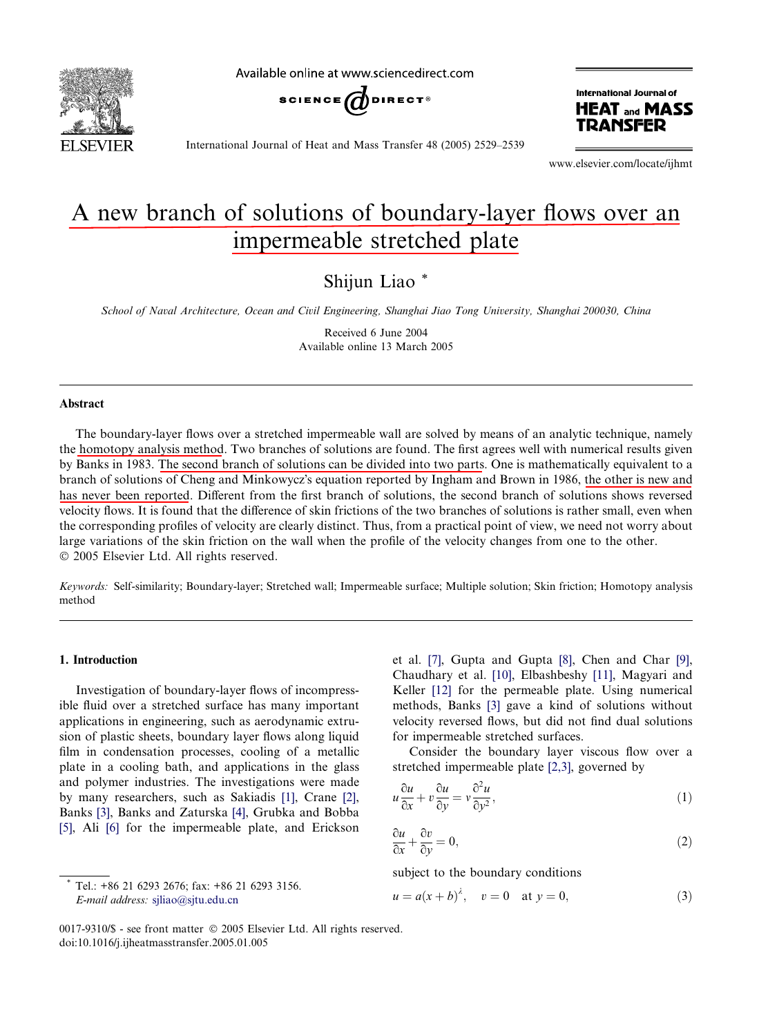# A new branch of solutions of boundary-layer flows over an impermeable stretched plate

Shijun Liao *

*School of Naval Architecture, Ocean and Civil Engineering, Shanghai Jiao Tong University, Shanghai 200030, China*

Received 6 June 2004
Available online 13 March 2005

## Abstract

The boundary-layer flows over a stretched impermeable wall are solved by means of an analytic technique, namely the homotopy analysis method. Two branches of solutions are found. The first agrees well with numerical results given by Banks in 1983. The second branch of solutions can be divided into two parts. One is mathematically equivalent to a branch of solutions of Cheng and Minkowycz's equation reported by Ingham and Brown in 1986, the other is new and has never been reported. Different from the first branch of solutions, the second branch of solutions shows reversed velocity flows. It is found that the difference of skin frictions of the two branches of solutions is rather small, even when the corresponding profiles of velocity are clearly distinct. Thus, from a practical point of view, we need not worry about large variations of the skin friction on the wall when the profile of the velocity changes from one to the other.
© 2005 Elsevier Ltd. All rights reserved.

*Keywords:* Self-similarity; Boundary-layer; Stretched wall; Impermeable surface; Multiple solution; Skin friction; Homotopy analysis method

## 1. Introduction

Investigation of boundary-layer flows of incompressible fluid over a stretched surface has many important applications in engineering, such as aerodynamic extrusion of plastic sheets, boundary layer flows along liquid film in condensation processes, cooling of a metallic plate in a cooling bath, and applications in the glass and polymer industries. The investigations were made by many researchers, such as Sakiadis [1], Crane [2], Banks [3], Banks and Zaturska [4], Grubka and Bobba [5], Ali [6] for the impermeable plate, and Erickson et al. [7], Gupta and Gupta [8], Chen and Char [9], Chaudhary et al. [10], Elbashbeshy [11], Magyari and Keller [12] for the permeable plate. Using numerical methods, Banks [3] gave a kind of solutions without velocity reversed flows, but did not find dual solutions for impermeable stretched surfaces.

Consider the boundary layer viscous flow over a stretched impermeable plate [2,3], governed by

$$u\frac{\partial u}{\partial x} + v\frac{\partial u}{\partial y} = \nu\frac{\partial^2 u}{\partial y^2}, \tag{1}$$

$$\frac{\partial u}{\partial x} + \frac{\partial v}{\partial y} = 0, \tag{2}$$

subject to the boundary conditions

$$u = a(x+b)^{\lambda}, \quad v = 0 \quad \text{at } y = 0, \tag{3}$$

---

* Tel.: +86 21 6293 2676; fax: +86 21 6293 3156.
*E-mail address:* sjliao@sjtu.edu.cn

0017-9310/$ - see front matter © 2005 Elsevier Ltd. All rights reserved.
doi:10.1016/j.ijheatmasstransfer.2005.01.005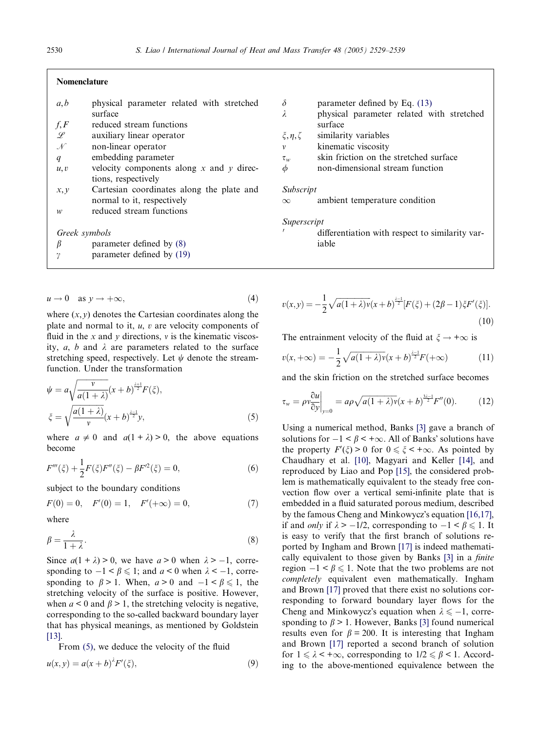## Nomenclature

| | | | |
|---|---|---|---|
| $a, b$ | physical parameter related with stretched surface | $\delta$ | parameter defined by Eq. (13) |
| $f, F$ | reduced stream functions | $\lambda$ | physical parameter related with stretched surface |
| $\mathscr{L}$ | auxiliary linear operator | $\xi, \eta, \zeta$ | similarity variables |
| $\mathscr{N}$ | non-linear operator | $v$ | kinematic viscosity |
| $q$ | embedding parameter | $\tau_w$ | skin friction on the stretched surface |
| $u, v$ | velocity components along $x$ and $y$ directions, respectively | $\phi$ | non-dimensional stream function |
| $x, y$ | Cartesian coordinates along the plate and normal to it, respectively | *Subscript* | |
| $w$ | reduced stream functions | $\infty$ | ambient temperature condition |
| *Greek symbols* | | *Superscript* | |
| $\beta$ | parameter defined by (8) | $'$ | differentiation with respect to similarity variable |
| $\gamma$ | parameter defined by (19) | | |

$$u \to 0 \quad \text{as } y \to +\infty, \tag{4}$$

where $(x, y)$ denotes the Cartesian coordinates along the plate and normal to it, $u$, $v$ are velocity components of fluid in the $x$ and $y$ directions, $v$ is the kinematic viscosity, $a$, $b$ and $\lambda$ are parameters related to the surface stretching speed, respectively. Let $\psi$ denote the stream-function. Under the transformation

$$\psi = a\sqrt{\frac{v}{a(1+\lambda)}}(x+b)^{\frac{\lambda+1}{2}}F(\xi),$$
$$\xi = \sqrt{\frac{a(1+\lambda)}{v}}(x+b)^{\frac{\lambda-1}{2}}y, \tag{5}$$

where $a \neq 0$ and $a(1+\lambda) > 0$, the above equations become

$$F'''(\xi) + \frac{1}{2}F(\xi)F''(\xi) - \beta F'^2(\xi) = 0, \tag{6}$$

subject to the boundary conditions

$$F(0) = 0, \quad F'(0) = 1, \quad F'(+\infty) = 0, \tag{7}$$

where

$$\beta = \frac{\lambda}{1+\lambda}. \tag{8}$$

Since $a(1+\lambda) > 0$, we have $a > 0$ when $\lambda > -1$, corresponding to $-1 < \beta \leqslant 1$; and $a < 0$ when $\lambda < -1$, corresponding to $\beta > 1$. When, $a > 0$ and $-1 < \beta \leqslant 1$, the stretching velocity of the surface is positive. However, when $a < 0$ and $\beta > 1$, the stretching velocity is negative, corresponding to the so-called backward boundary layer that has physical meanings, as mentioned by Goldstein [13].

From (5), we deduce the velocity of the fluid

$$u(x, y) = a(x+b)^{\lambda}F'(\xi), \tag{9}$$

$$v(x, y) = -\frac{1}{2}\sqrt{a(1+\lambda)v}(x+b)^{\frac{\lambda-1}{2}}[F(\xi) + (2\beta - 1)\xi F'(\xi)]. \tag{10}$$

The entrainment velocity of the fluid at $\xi \to +\infty$ is

$$v(x, +\infty) = -\frac{1}{2}\sqrt{a(1+\lambda)v}(x+b)^{\frac{\lambda-1}{2}}F(+\infty) \tag{11}$$

and the skin friction on the stretched surface becomes

$$\tau_w = \rho v \frac{\partial u}{\partial y}\bigg|_{y=0} = a\rho\sqrt{a(1+\lambda)v}(x+b)^{\frac{3\lambda-1}{2}}F''(0). \tag{12}$$

Using a numerical method, Banks [3] gave a branch of solutions for $-1 < \beta < +\infty$. All of Banks' solutions have the property $F'(\xi) > 0$ for $0 \leqslant \xi < +\infty$. As pointed by Chaudhary et al. [10], Magyari and Keller [14], and reproduced by Liao and Pop [15], the considered problem is mathematically equivalent to the steady free convection flow over a vertical semi-infinite plate that is embedded in a fluid saturated porous medium, described by the famous Cheng and Minkowycz's equation [16,17], if and *only* if $\lambda > -1/2$, corresponding to $-1 < \beta \leqslant 1$. It is easy to verify that the first branch of solutions reported by Ingham and Brown [17] is indeed mathematically equivalent to those given by Banks [3] in a *finite* region $-1 < \beta \leqslant 1$. Note that the two problems are not *completely* equivalent even mathematically. Ingham and Brown [17] proved that there exist no solutions corresponding to forward boundary layer flows for the Cheng and Minkowycz's equation when $\lambda \leqslant -1$, corresponding to $\beta > 1$. However, Banks [3] found numerical results even for $\beta = 200$. It is interesting that Ingham and Brown [17] reported a second branch of solution for $1 \leqslant \lambda < +\infty$, corresponding to $1/2 \leqslant \beta < 1$. According to the above-mentioned equivalence between the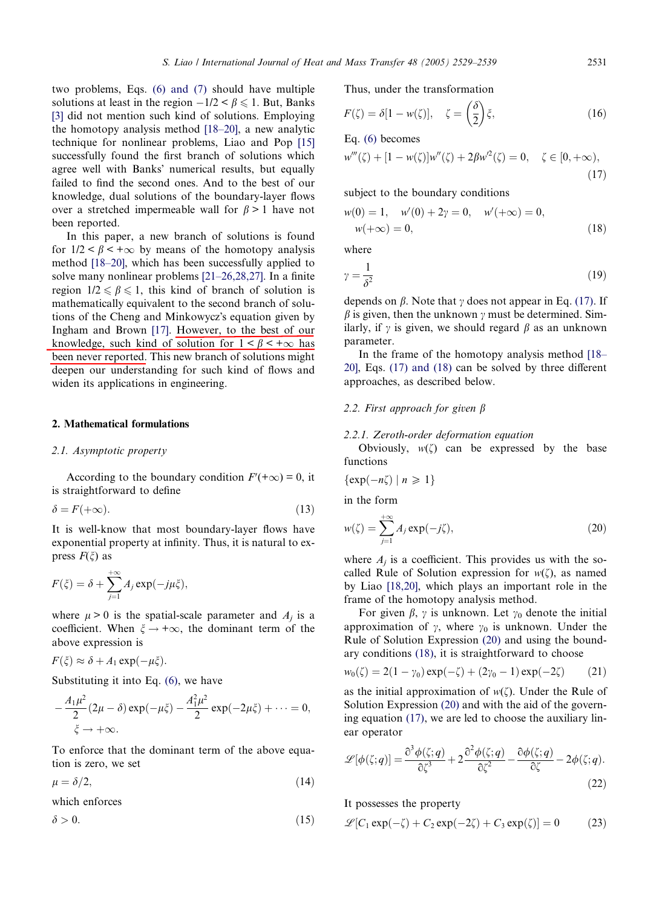two problems, Eqs. (6) and (7) should have multiple solutions at least in the region $-1/2 < \beta \leqslant 1$. But, Banks [3] did not mention such kind of solutions. Employing the homotopy analysis method [18–20], a new analytic technique for nonlinear problems, Liao and Pop [15] successfully found the first branch of solutions which agree well with Banks' numerical results, but equally failed to find the second ones. And to the best of our knowledge, dual solutions of the boundary-layer flows over a stretched impermeable wall for $\beta > 1$ have not been reported.

In this paper, a new branch of solutions is found for $1/2 < \beta < +\infty$ by means of the homotopy analysis method [18–20], which has been successfully applied to solve many nonlinear problems [21–26,28,27]. In a finite region $1/2 \leqslant \beta \leqslant 1$, this kind of branch of solution is mathematically equivalent to the second branch of solutions of the Cheng and Minkowycz's equation given by Ingham and Brown [17]. However, to the best of our knowledge, such kind of solution for $1 < \beta < +\infty$ has been never reported. This new branch of solutions might deepen our understanding for such kind of flows and widen its applications in engineering.

## 2. Mathematical formulations

### 2.1. Asymptotic property

According to the boundary condition $F'(+\infty) = 0$, it is straightforward to define

$$\delta = F(+\infty). \tag{13}$$

It is well-know that most boundary-layer flows have exponential property at infinity. Thus, it is natural to express $F(\xi)$ as

$$F(\xi) = \delta + \sum_{j=1}^{+\infty} A_j \exp(-j\mu\xi),$$

where $\mu > 0$ is the spatial-scale parameter and $A_j$ is a coefficient. When $\xi \to +\infty$, the dominant term of the above expression is

$$F(\xi) \approx \delta + A_1 \exp(-\mu\xi).$$

Substituting it into Eq. (6), we have

$$-\frac{A_1\mu^2}{2}(2\mu - \delta)\exp(-\mu\xi) - \frac{A_1^2\mu^2}{2}\exp(-2\mu\xi) + \cdots = 0, \quad \xi \to +\infty.$$

To enforce that the dominant term of the above equation is zero, we set

$$\mu = \delta/2, \tag{14}$$

which enforces

$$\delta > 0. \tag{15}$$

Thus, under the transformation

$$F(\zeta) = \delta[1 - w(\zeta)], \quad \zeta = \left(\frac{\delta}{2}\right)\xi, \tag{16}$$

Eq. (6) becomes

$$w'''(\zeta) + [1 - w(\zeta)]w''(\zeta) + 2\beta w'^2(\zeta) = 0, \quad \zeta \in [0, +\infty), \tag{17}$$

subject to the boundary conditions

$$w(0) = 1, \quad w'(0) + 2\gamma = 0, \quad w'(+\infty) = 0, \quad w(+\infty) = 0, \tag{18}$$

where

$$\gamma = \frac{1}{\delta^2} \tag{19}$$

depends on $\beta$. Note that $\gamma$ does not appear in Eq. (17). If $\beta$ is given, then the unknown $\gamma$ must be determined. Similarly, if $\gamma$ is given, we should regard $\beta$ as an unknown parameter.

In the frame of the homotopy analysis method [18–20], Eqs. (17) and (18) can be solved by three different approaches, as described below.

### 2.2. First approach for given $\beta$

#### 2.2.1. Zeroth-order deformation equation

Obviously, $w(\zeta)$ can be expressed by the base functions

$$\{\exp(-n\zeta) \mid n \geqslant 1\}$$

in the form

$$w(\zeta) = \sum_{j=1}^{+\infty} A_j \exp(-j\zeta), \tag{20}$$

where $A_j$ is a coefficient. This provides us with the so-called Rule of Solution expression for $w(\zeta)$, as named by Liao [18,20], which plays an important role in the frame of the homotopy analysis method.

For given $\beta$, $\gamma$ is unknown. Let $\gamma_0$ denote the initial approximation of $\gamma$, where $\gamma_0$ is unknown. Under the Rule of Solution Expression (20) and using the boundary conditions (18), it is straightforward to choose

$$w_0(\zeta) = 2(1 - \gamma_0)\exp(-\zeta) + (2\gamma_0 - 1)\exp(-2\zeta) \tag{21}$$

as the initial approximation of $w(\zeta)$. Under the Rule of Solution Expression (20) and with the aid of the governing equation (17), we are led to choose the auxiliary linear operator

$$\mathscr{L}[\phi(\zeta;q)] = \frac{\partial^3\phi(\zeta;q)}{\partial\zeta^3} + 2\frac{\partial^2\phi(\zeta;q)}{\partial\zeta^2} - \frac{\partial\phi(\zeta;q)}{\partial\zeta} - 2\phi(\zeta;q). \tag{22}$$

It possesses the property

$$\mathscr{L}[C_1\exp(-\zeta) + C_2\exp(-2\zeta) + C_3\exp(\zeta)] = 0 \tag{23}$$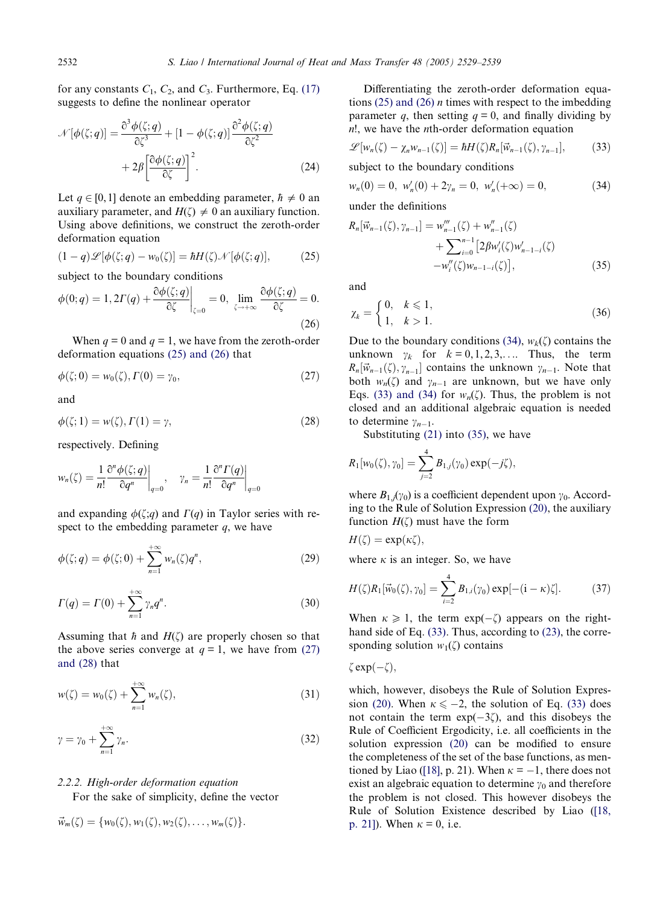for any constants $C_1$, $C_2$, and $C_3$. Furthermore, Eq. (17) suggests to define the nonlinear operator

$$\mathscr{N}[\phi(\zeta;q)] = \frac{\partial^3 \phi(\zeta;q)}{\partial \zeta^3} + [1 - \phi(\zeta;q)] \frac{\partial^2 \phi(\zeta;q)}{\partial \zeta^2} + 2\beta \left[ \frac{\partial \phi(\zeta;q)}{\partial \zeta} \right]^2. \tag{24}$$

Let $q \in [0,1]$ denote an embedding parameter, $\hbar \neq 0$ an auxiliary parameter, and $H(\zeta) \neq 0$ an auxiliary function. Using above definitions, we construct the zeroth-order deformation equation

$$(1-q)\mathscr{L}[\phi(\zeta;q) - w_0(\zeta)] = \hbar H(\zeta) \mathscr{N}[\phi(\zeta;q)], \tag{25}$$

subject to the boundary conditions

$$\phi(0;q) = 1, 2\Gamma(q) + \left. \frac{\partial \phi(\zeta;q)}{\partial \zeta} \right|_{\zeta=0} = 0, \ \lim_{\zeta \to +\infty} \frac{\partial \phi(\zeta;q)}{\partial \zeta} = 0. \tag{26}$$

When $q = 0$ and $q = 1$, we have from the zeroth-order deformation equations (25) and (26) that

$$\phi(\zeta;0) = w_0(\zeta), \Gamma(0) = \gamma_0, \tag{27}$$

and

$$\phi(\zeta;1) = w(\zeta), \Gamma(1) = \gamma, \tag{28}$$

respectively. Defining

$$w_n(\zeta) = \frac{1}{n!} \left. \frac{\partial^n \phi(\zeta;q)}{\partial q^n} \right|_{q=0}, \quad \gamma_n = \frac{1}{n!} \left. \frac{\partial^n \Gamma(q)}{\partial q^n} \right|_{q=0}$$

and expanding $\phi(\zeta;q)$ and $\Gamma(q)$ in Taylor series with respect to the embedding parameter $q$, we have

$$\phi(\zeta;q) = \phi(\zeta;0) + \sum_{n=1}^{+\infty} w_n(\zeta) q^n, \tag{29}$$

$$\Gamma(q) = \Gamma(0) + \sum_{n=1}^{+\infty} \gamma_n q^n. \tag{30}$$

Assuming that $\hbar$ and $H(\zeta)$ are properly chosen so that the above series converge at $q = 1$, we have from (27) and (28) that

$$w(\zeta) = w_0(\zeta) + \sum_{n=1}^{+\infty} w_n(\zeta), \tag{31}$$

$$\gamma = \gamma_0 + \sum_{n=1}^{+\infty} \gamma_n. \tag{32}$$

*2.2.2. High-order deformation equation*

For the sake of simplicity, define the vector

$$\vec{w}_m(\zeta) = \{w_0(\zeta), w_1(\zeta), w_2(\zeta), \ldots, w_m(\zeta)\}.$$

Differentiating the zeroth-order deformation equations (25) and (26) $n$ times with respect to the imbedding parameter $q$, then setting $q = 0$, and finally dividing by $n!$, we have the $n$th-order deformation equation

$$\mathscr{L}[w_n(\zeta) - \chi_n w_{n-1}(\zeta)] = \hbar H(\zeta) R_n[\vec{w}_{n-1}(\zeta), \gamma_{n-1}], \tag{33}$$

subject to the boundary conditions

$$w_n(0) = 0, \ w_n'(0) + 2\gamma_n = 0, \ w_n'(+\infty) = 0, \tag{34}$$

under the definitions

$$R_n[\vec{w}_{n-1}(\zeta), \gamma_{n-1}] = w_{n-1}'''(\zeta) + w_{n-1}''(\zeta) + \sum_{i=0}^{n-1} \left[ 2\beta w_i'(\zeta) w_{n-1-i}'(\zeta) - w_i''(\zeta) w_{n-1-i}(\zeta) \right], \tag{35}$$

and

$$\chi_k = \begin{cases} 0, & k \leqslant 1, \\ 1, & k > 1. \end{cases} \tag{36}$$

Due to the boundary conditions (34), $w_k(\zeta)$ contains the unknown $\gamma_k$ for $k = 0, 1, 2, 3, \ldots$. Thus, the term $R_n[\vec{w}_{n-1}(\zeta), \gamma_{n-1}]$ contains the unknown $\gamma_{n-1}$. Note that both $w_n(\zeta)$ and $\gamma_{n-1}$ are unknown, but we have only Eqs. (33) and (34) for $w_n(\zeta)$. Thus, the problem is not closed and an additional algebraic equation is needed to determine $\gamma_{n-1}$.

Substituting (21) into (35), we have

$$R_1[w_0(\zeta), \gamma_0] = \sum_{j=2}^{4} B_{1,j}(\gamma_0) \exp(-j\zeta),$$

where $B_{1,j}(\gamma_0)$ is a coefficient dependent upon $\gamma_0$. According to the Rule of Solution Expression (20), the auxiliary function $H(\zeta)$ must have the form

$$H(\zeta) = \exp(\kappa \zeta),$$

where $\kappa$ is an integer. So, we have

$$H(\zeta) R_1[\vec{w}_0(\zeta), \gamma_0] = \sum_{i=2}^{4} B_{1,i}(\gamma_0) \exp[-(i - \kappa)\zeta]. \tag{37}$$

When $\kappa \geqslant 1$, the term $\exp(-\zeta)$ appears on the right-hand side of Eq. (33). Thus, according to (23), the corresponding solution $w_1(\zeta)$ contains

$$\zeta \exp(-\zeta),$$

which, however, disobeys the Rule of Solution Expression (20). When $\kappa \leqslant -2$, the solution of Eq. (33) does not contain the term $\exp(-3\zeta)$, and this disobeys the Rule of Coefficient Ergodicity, i.e. all coefficients in the solution expression (20) can be modified to ensure the completeness of the set of the base functions, as mentioned by Liao ([18], p. 21). When $\kappa = -1$, there does not exist an algebraic equation to determine $\gamma_0$ and therefore the problem is not closed. This however disobeys the Rule of Solution Existence described by Liao ([18, p. 21]). When $\kappa = 0$, i.e.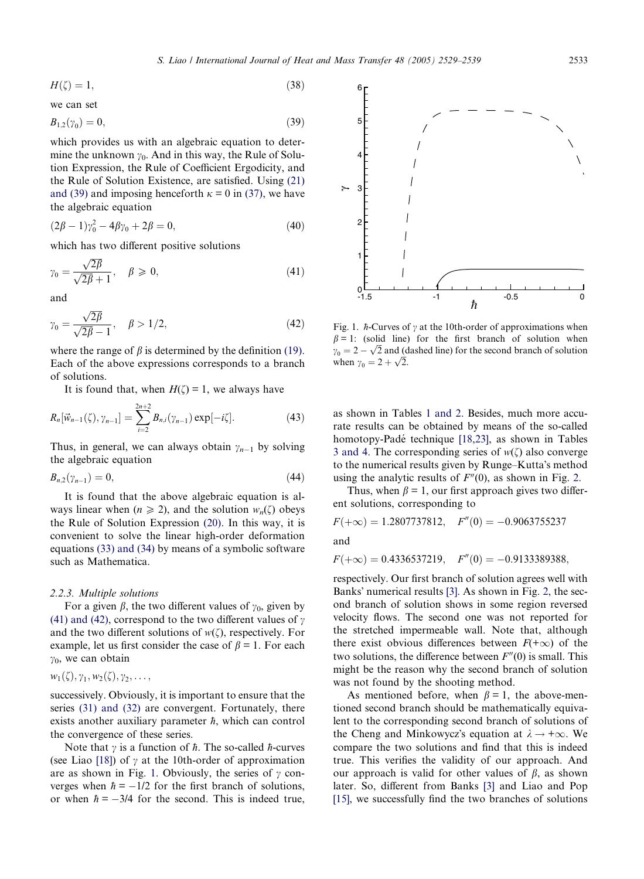$$H(\zeta) = 1, \tag{38}$$

we can set

$$B_{1,2}(\gamma_0) = 0, \tag{39}$$

which provides us with an algebraic equation to determine the unknown $\gamma_0$. And in this way, the Rule of Solution Expression, the Rule of Coefficient Ergodicity, and the Rule of Solution Existence, are satisfied. Using (21) and (39) and imposing henceforth $\kappa = 0$ in (37), we have the algebraic equation

$$(2\beta - 1)\gamma_0^2 - 4\beta\gamma_0 + 2\beta = 0, \tag{40}$$

which has two different positive solutions

$$\gamma_0 = \frac{\sqrt{2\beta}}{\sqrt{2\beta}+1}, \quad \beta \geqslant 0, \tag{41}$$

and

$$\gamma_0 = \frac{\sqrt{2\beta}}{\sqrt{2\beta}-1}, \quad \beta > 1/2, \tag{42}$$

where the range of $\beta$ is determined by the definition (19). Each of the above expressions corresponds to a branch of solutions.

It is found that, when $H(\zeta) = 1$, we always have

$$R_n[\vec{w}_{n-1}(\zeta), \gamma_{n-1}] = \sum_{i=2}^{2n+2} B_{n,i}(\gamma_{n-1}) \exp[-i\zeta]. \tag{43}$$

Thus, in general, we can always obtain $\gamma_{n-1}$ by solving the algebraic equation

$$B_{n,2}(\gamma_{n-1}) = 0, \tag{44}$$

It is found that the above algebraic equation is always linear when ($n \geqslant 2$), and the solution $w_n(\zeta)$ obeys the Rule of Solution Expression (20). In this way, it is convenient to solve the linear high-order deformation equations (33) and (34) by means of a symbolic software such as Mathematica.

### 2.2.3. Multiple solutions

For a given $\beta$, the two different values of $\gamma_0$, given by (41) and (42), correspond to the two different values of $\gamma$ and the two different solutions of $w(\zeta)$, respectively. For example, let us first consider the case of $\beta = 1$. For each $\gamma_0$, we can obtain

$$w_1(\zeta), \gamma_1, w_2(\zeta), \gamma_2, \ldots,$$

successively. Obviously, it is important to ensure that the series (31) and (32) are convergent. Fortunately, there exists another auxiliary parameter $\hbar$, which can control the convergence of these series.

Note that $\gamma$ is a function of $\hbar$. The so-called $\hbar$-curves (see Liao [18]) of $\gamma$ at the 10th-order of approximation are as shown in Fig. 1. Obviously, the series of $\gamma$ converges when $\hbar = -1/2$ for the first branch of solutions, or when $\hbar = -3/4$ for the second. This is indeed true, as shown in Tables 1 and 2. Besides, much more accurate results can be obtained by means of the so-called homotopy-Padé technique [18,23], as shown in Tables 3 and 4. The corresponding series of $w(\zeta)$ also converge to the numerical results given by Runge–Kutta's method using the analytic results of $F''(0)$, as shown in Fig. 2.

Fig. 1. $\hbar$-Curves of $\gamma$ at the 10th-order of approximations when $\beta = 1$: (solid line) for the first branch of solution when $\gamma_0 = 2 - \sqrt{2}$ and (dashed line) for the second branch of solution when $\gamma_0 = 2 + \sqrt{2}$.

Thus, when $\beta = 1$, our first approach gives two different solutions, corresponding to

$$F(+\infty) = 1.2807737812, \quad F''(0) = -0.9063755237$$

and

$$F(+\infty) = 0.4336537219, \quad F''(0) = -0.9133389388,$$

respectively. Our first branch of solution agrees well with Banks' numerical results [3]. As shown in Fig. 2, the second branch of solution shows in some region reversed velocity flows. The second one was not reported for the stretched impermeable wall. Note that, although there exist obvious differences between $F(+\infty)$ of the two solutions, the difference between $F''(0)$ is small. This might be the reason why the second branch of solution was not found by the shooting method.

As mentioned before, when $\beta = 1$, the above-mentioned second branch should be mathematically equivalent to the corresponding second branch of solutions of the Cheng and Minkowycz's equation at $\lambda \to +\infty$. We compare the two solutions and find that this is indeed true. This verifies the validity of our approach. And our approach is valid for other values of $\beta$, as shown later. So, different from Banks [3] and Liao and Pop [15], we successfully find the two branches of solutions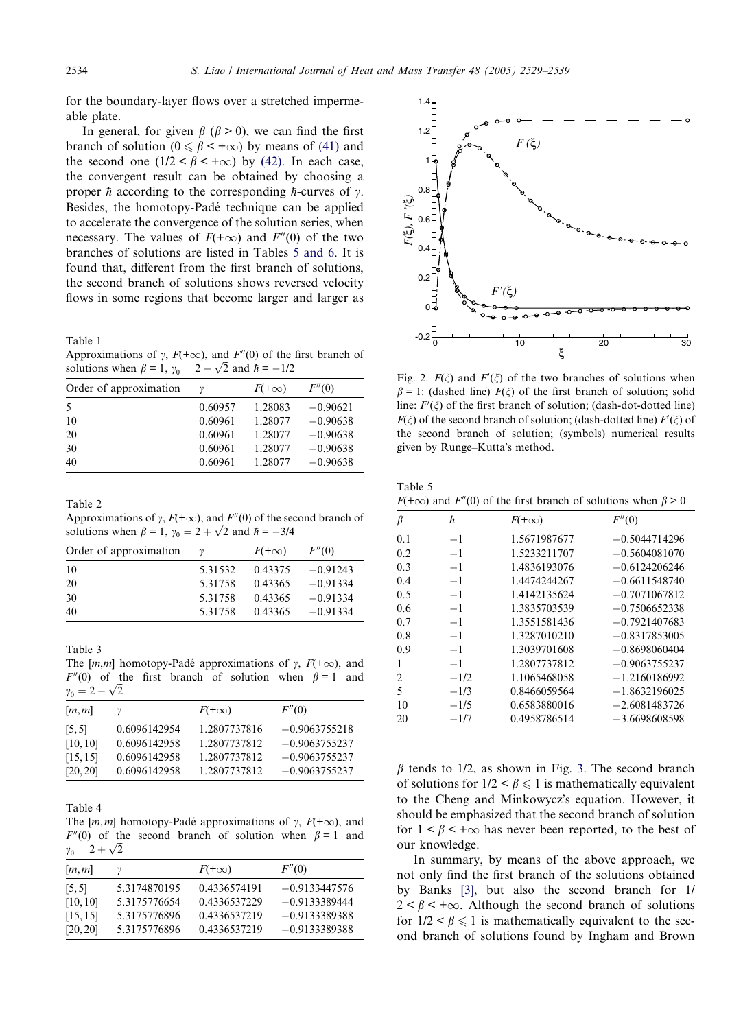for the boundary-layer flows over a stretched impermeable plate.

In general, for given $\beta$ ($\beta > 0$), we can find the first branch of solution ($0 \leqslant \beta < +\infty$) by means of (41) and the second one ($1/2 < \beta < +\infty$) by (42). In each case, the convergent result can be obtained by choosing a proper $\hbar$ according to the corresponding $\hbar$-curves of $\gamma$. Besides, the homotopy-Padé technique can be applied to accelerate the convergence of the solution series, when necessary. The values of $F(+\infty)$ and $F''(0)$ of the two branches of solutions are listed in Tables 5 and 6. It is found that, different from the first branch of solutions, the second branch of solutions shows reversed velocity flows in some regions that become larger and larger as $\beta$ tends to 1/2, as shown in Fig. 3. The second branch of solutions for $1/2 < \beta \leqslant 1$ is mathematically equivalent to the Cheng and Minkowycz's equation. However, it should be emphasized that the second branch of solution for $1 < \beta < +\infty$ has never been reported, to the best of our knowledge.

In summary, by means of the above approach, we not only find the first branch of the solutions obtained by Banks [3], but also the second branch for $1/2 < \beta < +\infty$. Although the second branch of solutions for $1/2 < \beta \leqslant 1$ is mathematically equivalent to the second branch of solutions found by Ingham and Brown

Table 1
Approximations of $\gamma$, $F(+\infty)$, and $F''(0)$ of the first branch of solutions when $\beta = 1$, $\gamma_0 = 2 - \sqrt{2}$ and $\hbar = -1/2$

| Order of approximation | $\gamma$ | $F(+\infty)$ | $F''(0)$ |
|---|---|---|---|
| 5 | 0.60957 | 1.28083 | −0.90621 |
| 10 | 0.60961 | 1.28077 | −0.90638 |
| 20 | 0.60961 | 1.28077 | −0.90638 |
| 30 | 0.60961 | 1.28077 | −0.90638 |
| 40 | 0.60961 | 1.28077 | −0.90638 |

Table 2
Approximations of $\gamma$, $F(+\infty)$, and $F''(0)$ of the second branch of solutions when $\beta = 1$, $\gamma_0 = 2 + \sqrt{2}$ and $\hbar = -3/4$

| Order of approximation | $\gamma$ | $F(+\infty)$ | $F''(0)$ |
|---|---|---|---|
| 10 | 5.31532 | 0.43375 | −0.91243 |
| 20 | 5.31758 | 0.43365 | −0.91334 |
| 30 | 5.31758 | 0.43365 | −0.91334 |
| 40 | 5.31758 | 0.43365 | −0.91334 |

Table 3
The [m,m] homotopy-Padé approximations of $\gamma$, $F(+\infty)$, and $F''(0)$ of the first branch of solution when $\beta = 1$ and $\gamma_0 = 2 - \sqrt{2}$

| [m,m] | $\gamma$ | $F(+\infty)$ | $F''(0)$ |
|---|---|---|---|
| [5, 5] | 0.6096142954 | 1.2807737816 | −0.9063755218 |
| [10, 10] | 0.6096142958 | 1.2807737812 | −0.9063755237 |
| [15, 15] | 0.6096142958 | 1.2807737812 | −0.9063755237 |
| [20, 20] | 0.6096142958 | 1.2807737812 | −0.9063755237 |

Table 4
The [m,m] homotopy-Padé approximations of $\gamma$, $F(+\infty)$, and $F''(0)$ of the second branch of solution when $\beta = 1$ and $\gamma_0 = 2 + \sqrt{2}$

| [m,m] | $\gamma$ | $F(+\infty)$ | $F''(0)$ |
|---|---|---|---|
| [5, 5] | 5.3174870195 | 0.4336574191 | −0.9133447576 |
| [10, 10] | 5.3175776654 | 0.4336537229 | −0.9133389444 |
| [15, 15] | 5.3175776896 | 0.4336537219 | −0.9133389388 |
| [20, 20] | 5.3175776896 | 0.4336537219 | −0.9133389388 |

Fig. 2. $F(\xi)$ and $F'(\xi)$ of the two branches of solutions when $\beta = 1$: (dashed line) $F(\xi)$ of the first branch of solution; solid line: $F'(\xi)$ of the first branch of solution; (dash-dot-dotted line) $F(\xi)$ of the second branch of solution; (dash-dotted line) $F'(\xi)$ of the second branch of solution; (symbols) numerical results given by Runge–Kutta's method.

Table 5
$F(+\infty)$ and $F''(0)$ of the first branch of solutions when $\beta > 0$

| $\beta$ | $\hbar$ | $F(+\infty)$ | $F''(0)$ |
|---|---|---|---|
| 0.1 | −1 | 1.5671987677 | −0.5044714296 |
| 0.2 | −1 | 1.5233211707 | −0.5604081070 |
| 0.3 | −1 | 1.4836193076 | −0.6124206246 |
| 0.4 | −1 | 1.4474244267 | −0.6611548740 |
| 0.5 | −1 | 1.4142135624 | −0.7071067812 |
| 0.6 | −1 | 1.3835703539 | −0.7506652338 |
| 0.7 | −1 | 1.3551581436 | −0.7921407683 |
| 0.8 | −1 | 1.3287010210 | −0.8317853005 |
| 0.9 | −1 | 1.3039701608 | −0.8698060404 |
| 1 | −1 | 1.2807737812 | −0.9063755237 |
| 2 | −1/2 | 1.1065468058 | −1.2160186992 |
| 5 | −1/3 | 0.8466059564 | −1.8632196025 |
| 10 | −1/5 | 0.6583880016 | −2.6081483726 |
| 20 | −1/7 | 0.4958786514 | −3.6698608598 |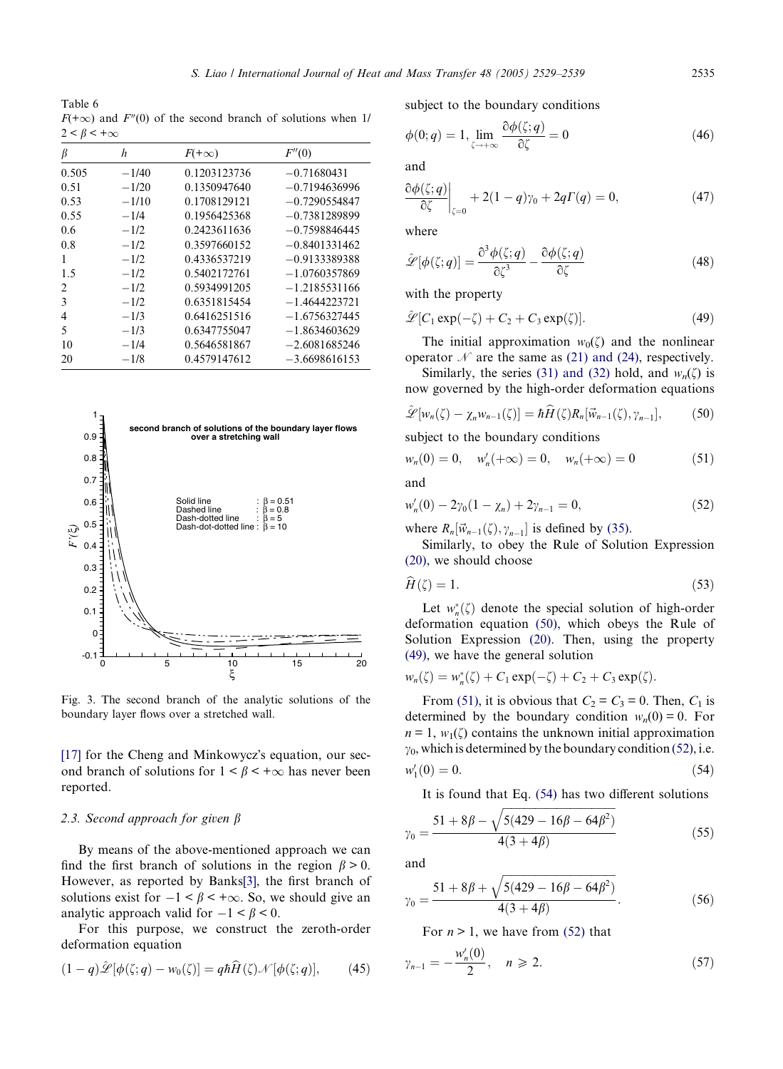Table 6
$F(+\infty)$ and $F''(0)$ of the second branch of solutions when $1/2 < \beta < +\infty$

| $\beta$ | $h$ | $F(+\infty)$ | $F''(0)$ |
|---|---|---|---|
| 0.505 | −1/40 | 0.1203123736 | −0.71680431 |
| 0.51 | −1/20 | 0.1350947640 | −0.7194636996 |
| 0.53 | −1/10 | 0.1708129121 | −0.7290554847 |
| 0.55 | −1/4 | 0.1956425368 | −0.7381289899 |
| 0.6 | −1/2 | 0.2423611636 | −0.7598846445 |
| 0.8 | −1/2 | 0.3597660152 | −0.8401331462 |
| 1 | −1/2 | 0.4336537219 | −0.9133389388 |
| 1.5 | −1/2 | 0.5402172761 | −1.0760357869 |
| 2 | −1/2 | 0.5934991205 | −1.2185531166 |
| 3 | −1/2 | 0.6351815454 | −1.4644223721 |
| 4 | −1/3 | 0.6416251516 | −1.6756327445 |
| 5 | −1/3 | 0.6347755047 | −1.8634603629 |
| 10 | −1/4 | 0.5646581867 | −2.6081685246 |
| 20 | −1/8 | 0.4579147612 | −3.6698616153 |

Fig. 3. The second branch of the analytic solutions of the boundary layer flows over a stretched wall.

[17] for the Cheng and Minkowycz's equation, our second branch of solutions for $1 < \beta < +\infty$ has never been reported.

### 2.3. Second approach for given $\beta$

By means of the above-mentioned approach we can find the first branch of solutions in the region $\beta > 0$. However, as reported by Banks[3], the first branch of solutions exist for $-1 < \beta < +\infty$. So, we should give an analytic approach valid for $-1 < \beta < 0$.

For this purpose, we construct the zeroth-order deformation equation

$$(1-q)\hat{\mathscr{L}}[\phi(\zeta;q) - w_0(\zeta)] = q\hbar \widehat{H}(\zeta)\mathscr{N}[\phi(\zeta;q)], \tag{45}$$

subject to the boundary conditions

$$\phi(0;q) = 1, \lim_{\zeta\to+\infty} \frac{\partial \phi(\zeta;q)}{\partial \zeta} = 0 \tag{46}$$

and

$$\left.\frac{\partial \phi(\zeta;q)}{\partial \zeta}\right|_{\zeta=0} + 2(1-q)\gamma_0 + 2q\Gamma(q) = 0, \tag{47}$$

where

$$\hat{\mathscr{L}}[\phi(\zeta;q)] = \frac{\partial^3 \phi(\zeta;q)}{\partial \zeta^3} - \frac{\partial \phi(\zeta;q)}{\partial \zeta} \tag{48}$$

with the property

$$\hat{\mathscr{L}}[C_1\exp(-\zeta) + C_2 + C_3\exp(\zeta)]. \tag{49}$$

The initial approximation $w_0(\zeta)$ and the nonlinear operator $\mathscr{N}$ are the same as (21) and (24), respectively.

Similarly, the series (31) and (32) hold, and $w_n(\zeta)$ is now governed by the high-order deformation equations

$$\hat{\mathscr{L}}[w_n(\zeta) - \chi_n w_{n-1}(\zeta)] = \hbar \widehat{H}(\zeta) R_n[\vec{w}_{n-1}(\zeta), \gamma_{n-1}], \tag{50}$$

subject to the boundary conditions

$$w_n(0) = 0, \quad w_n'(+\infty) = 0, \quad w_n(+\infty) = 0 \tag{51}$$

and

$$w_n'(0) - 2\gamma_0(1-\chi_n) + 2\gamma_{n-1} = 0, \tag{52}$$

where $R_n[\vec{w}_{n-1}(\zeta), \gamma_{n-1}]$ is defined by (35).

Similarly, to obey the Rule of Solution Expression (20), we should choose

$$\widehat{H}(\zeta) = 1. \tag{53}$$

Let $w_n^*(\zeta)$ denote the special solution of high-order deformation equation (50), which obeys the Rule of Solution Expression (20). Then, using the property (49), we have the general solution

$$w_n(\zeta) = w_n^*(\zeta) + C_1\exp(-\zeta) + C_2 + C_3\exp(\zeta).$$

From (51), it is obvious that $C_2 = C_3 = 0$. Then, $C_1$ is determined by the boundary condition $w_n(0) = 0$. For $n = 1$, $w_1(\zeta)$ contains the unknown initial approximation $\gamma_0$, which is determined by the boundary condition (52), i.e.

$$w_1'(0) = 0. \tag{54}$$

It is found that Eq. (54) has two different solutions

$$\gamma_0 = \frac{51 + 8\beta - \sqrt{5(429 - 16\beta - 64\beta^2)}}{4(3+4\beta)} \tag{55}$$

and

$$\gamma_0 = \frac{51 + 8\beta + \sqrt{5(429 - 16\beta - 64\beta^2)}}{4(3+4\beta)}. \tag{56}$$

For $n > 1$, we have from (52) that

$$\gamma_{n-1} = -\frac{w_n'(0)}{2}, \quad n \geqslant 2. \tag{57}$$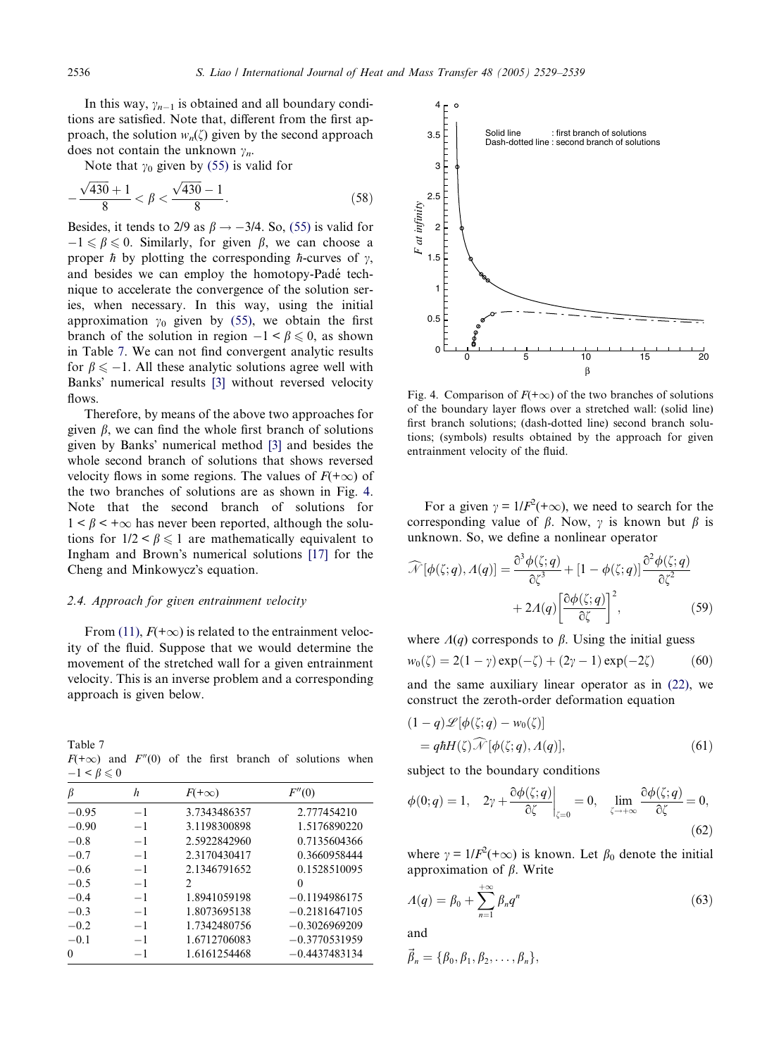In this way, $\gamma_{n-1}$ is obtained and all boundary conditions are satisfied. Note that, different from the first approach, the solution $w_n(\zeta)$ given by the second approach does not contain the unknown $\gamma_n$.

Note that $\gamma_0$ given by (55) is valid for

$$-\frac{\sqrt{430}+1}{8} < \beta < \frac{\sqrt{430}-1}{8}. \tag{58}$$

Besides, it tends to 2/9 as $\beta \to -3/4$. So, (55) is valid for $-1 \leqslant \beta \leqslant 0$. Similarly, for given $\beta$, we can choose a proper $\hbar$ by plotting the corresponding $\hbar$-curves of $\gamma$, and besides we can employ the homotopy-Padé technique to accelerate the convergence of the solution series, when necessary. In this way, using the initial approximation $\gamma_0$ given by (55), we obtain the first branch of the solution in region $-1 < \beta \leqslant 0$, as shown in Table 7. We can not find convergent analytic results for $\beta \leqslant -1$. All these analytic solutions agree well with Banks' numerical results [3] without reversed velocity flows.

Therefore, by means of the above two approaches for given $\beta$, we can find the whole first branch of solutions given by Banks' numerical method [3] and besides the whole second branch of solutions that shows reversed velocity flows in some regions. The values of $F(+\infty)$ of the two branches of solutions are as shown in Fig. 4. Note that the second branch of solutions for $1 < \beta < +\infty$ has never been reported, although the solutions for $1/2 < \beta \leqslant 1$ are mathematically equivalent to Ingham and Brown's numerical solutions [17] for the Cheng and Minkowycz's equation.

### 2.4. Approach for given entrainment velocity

From (11), $F(+\infty)$ is related to the entrainment velocity of the fluid. Suppose that we would determine the movement of the stretched wall for a given entrainment velocity. This is an inverse problem and a corresponding approach is given below.

Table 7
$F(+\infty)$ and $F''(0)$ of the first branch of solutions when $-1 < \beta \leqslant 0$

| $\beta$ | $\hbar$ | $F(+\infty)$ | $F''(0)$ |
|---|---|---|---|
| −0.95 | −1 | 3.7343486357 | 2.777454210 |
| −0.90 | −1 | 3.1198300898 | 1.5176890220 |
| −0.8 | −1 | 2.5922842960 | 0.7135604366 |
| −0.7 | −1 | 2.3170430417 | 0.3660958444 |
| −0.6 | −1 | 2.1346791652 | 0.1528510095 |
| −0.5 | −1 | 2 | 0 |
| −0.4 | −1 | 1.8941059198 | −0.1194986175 |
| −0.3 | −1 | 1.8073695138 | −0.2181647105 |
| −0.2 | −1 | 1.7342480756 | −0.3026969209 |
| −0.1 | −1 | 1.6712706083 | −0.3770531959 |
| 0 | −1 | 1.6161254468 | −0.4437483134 |

Fig. 4. Comparison of $F(+\infty)$ of the two branches of solutions of the boundary layer flows over a stretched wall: (solid line) first branch solutions; (dash-dotted line) second branch solutions; (symbols) results obtained by the approach for given entrainment velocity of the fluid.

For a given $\gamma = 1/F^2(+\infty)$, we need to search for the corresponding value of $\beta$. Now, $\gamma$ is known but $\beta$ is unknown. So, we define a nonlinear operator

$$\widehat{\mathcal{N}}[\phi(\zeta;q),\Lambda(q)] = \frac{\partial^3\phi(\zeta;q)}{\partial\zeta^3} + [1-\phi(\zeta;q)]\frac{\partial^2\phi(\zeta;q)}{\partial\zeta^2} + 2\Lambda(q)\left[\frac{\partial\phi(\zeta;q)}{\partial\zeta}\right]^2, \tag{59}$$

where $\Lambda(q)$ corresponds to $\beta$. Using the initial guess

$$w_0(\zeta) = 2(1-\gamma)\exp(-\zeta) + (2\gamma-1)\exp(-2\zeta) \tag{60}$$

and the same auxiliary linear operator as in (22), we construct the zeroth-order deformation equation

$$(1-q)\mathscr{L}[\phi(\zeta;q) - w_0(\zeta)] = q\hbar H(\zeta)\widehat{\mathcal{N}}[\phi(\zeta;q),\Lambda(q)], \tag{61}$$

subject to the boundary conditions

$$\phi(0;q) = 1, \quad 2\gamma + \left.\frac{\partial\phi(\zeta;q)}{\partial\zeta}\right|_{\zeta=0} = 0, \quad \lim_{\zeta\to+\infty}\frac{\partial\phi(\zeta;q)}{\partial\zeta} = 0, \tag{62}$$

where $\gamma = 1/F^2(+\infty)$ is known. Let $\beta_0$ denote the initial approximation of $\beta$. Write

$$\Lambda(q) = \beta_0 + \sum_{n=1}^{+\infty}\beta_n q^n \tag{63}$$

and

$$\vec{\beta}_n = \{\beta_0, \beta_1, \beta_2, \ldots, \beta_n\},$$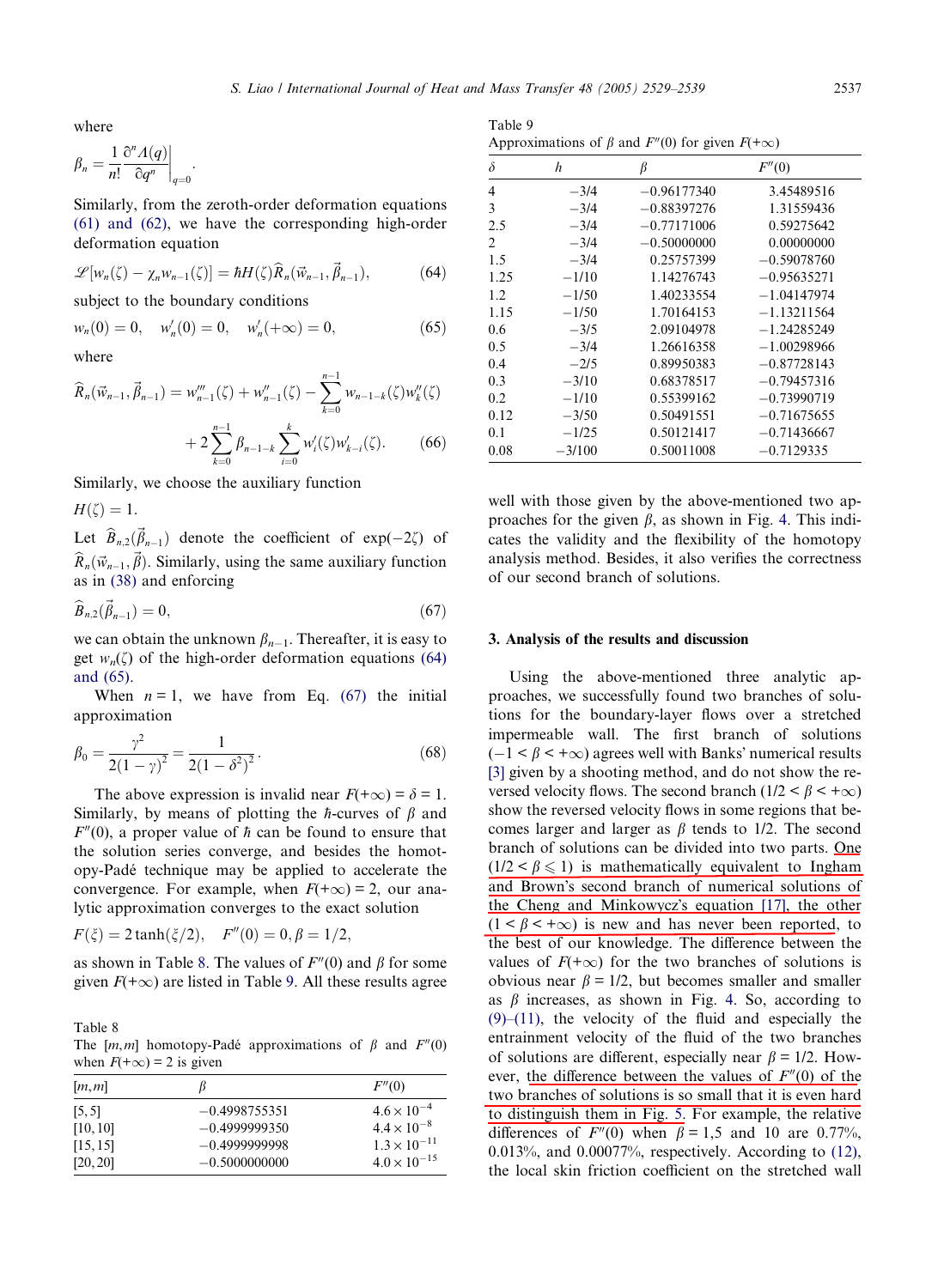where

$$\beta_n = \frac{1}{n!}\frac{\partial^n \Lambda(q)}{\partial q^n}\bigg|_{q=0}.$$

Similarly, from the zeroth-order deformation equations (61) and (62), we have the corresponding high-order deformation equation

$$\mathscr{L}[w_n(\zeta) - \chi_n w_{n-1}(\zeta)] = \hbar H(\zeta)\widehat{R}_n(\vec{w}_{n-1}, \vec{\beta}_{n-1}), \tag{64}$$

subject to the boundary conditions

$$w_n(0) = 0, \quad w_n'(0) = 0, \quad w_n'(+\infty) = 0, \tag{65}$$

where

$$\widehat{R}_n(\vec{w}_{n-1}, \vec{\beta}_{n-1}) = w_{n-1}'''(\zeta) + w_{n-1}''(\zeta) - \sum_{k=0}^{n-1} w_{n-1-k}(\zeta)w_k''(\zeta) + 2\sum_{k=0}^{n-1}\beta_{n-1-k}\sum_{i=0}^{k} w_i'(\zeta)w_{k-i}'(\zeta). \tag{66}$$

Similarly, we choose the auxiliary function

$$H(\zeta) = 1.$$

Let $\widehat{B}_{n,2}(\vec{\beta}_{n-1})$ denote the coefficient of $\exp(-2\zeta)$ of $\widehat{R}_n(\vec{w}_{n-1}, \vec{\beta})$. Similarly, using the same auxiliary function as in (38) and enforcing

$$\widehat{B}_{n,2}(\vec{\beta}_{n-1}) = 0, \tag{67}$$

we can obtain the unknown $\beta_{n-1}$. Thereafter, it is easy to get $w_n(\zeta)$ of the high-order deformation equations (64) and (65).

When $n = 1$, we have from Eq. (67) the initial approximation

$$\beta_0 = \frac{\gamma^2}{2(1-\gamma)^2} = \frac{1}{2(1-\delta^2)^2}. \tag{68}$$

The above expression is invalid near $F(+\infty) = \delta = 1$. Similarly, by means of plotting the $\hbar$-curves of $\beta$ and $F''(0)$, a proper value of $\hbar$ can be found to ensure that the solution series converge, and besides the homotopy-Padé technique may be applied to accelerate the convergence. For example, when $F(+\infty) = 2$, our analytic approximation converges to the exact solution

$$F(\xi) = 2\tanh(\xi/2), \quad F''(0) = 0, \beta = 1/2,$$

as shown in Table 8. The values of $F''(0)$ and $\beta$ for some given $F(+\infty)$ are listed in Table 9. All these results agree well with those given by the above-mentioned two approaches for the given $\beta$, as shown in Fig. 4. This indicates the validity and the flexibility of the homotopy analysis method. Besides, it also verifies the correctness of our second branch of solutions.

Table 8
The $[m,m]$ homotopy-Padé approximations of $\beta$ and $F''(0)$ when $F(+\infty) = 2$ is given

| $[m,m]$ | $\beta$ | $F''(0)$ |
|---|---|---|
| [5,5] | −0.4998755351 | $4.6 \times 10^{-4}$ |
| [10,10] | −0.4999999350 | $4.4 \times 10^{-8}$ |
| [15,15] | −0.4999999998 | $1.3 \times 10^{-11}$ |
| [20,20] | −0.5000000000 | $4.0 \times 10^{-15}$ |

Table 9
Approximations of $\beta$ and $F''(0)$ for given $F(+\infty)$

| $\delta$ | $h$ | $\beta$ | $F''(0)$ |
|---|---|---|---|
| 4 | −3/4 | −0.96177340 | 3.45489516 |
| 3 | −3/4 | −0.88397276 | 1.31559436 |
| 2.5 | −3/4 | −0.77171006 | 0.59275642 |
| 2 | −3/4 | −0.50000000 | 0.00000000 |
| 1.5 | −3/4 | 0.25757399 | −0.59078760 |
| 1.25 | −1/10 | 1.14276743 | −0.95635271 |
| 1.2 | −1/50 | 1.40233554 | −1.04147974 |
| 1.15 | −1/50 | 1.70164153 | −1.13211564 |
| 0.6 | −3/5 | 2.09104978 | −1.24285249 |
| 0.5 | −3/4 | 1.26616358 | −1.00298966 |
| 0.4 | −2/5 | 0.89950383 | −0.87728143 |
| 0.3 | −3/10 | 0.68378517 | −0.79457316 |
| 0.2 | −1/10 | 0.55399162 | −0.73990719 |
| 0.12 | −3/50 | 0.50491551 | −0.71675655 |
| 0.1 | −1/25 | 0.50121417 | −0.71436667 |
| 0.08 | −3/100 | 0.50011008 | −0.7129335 |

## 3. Analysis of the results and discussion

Using the above-mentioned three analytic approaches, we successfully found two branches of solutions for the boundary-layer flows over a stretched impermeable wall. The first branch of solutions ($-1 < \beta < +\infty$) agrees well with Banks' numerical results [3] given by a shooting method, and do not show the reversed velocity flows. The second branch ($1/2 < \beta < +\infty$) show the reversed velocity flows in some regions that becomes larger and larger as $\beta$ tends to 1/2. The second branch of solutions can be divided into two parts. One ($1/2 < \beta \leqslant 1$) is mathematically equivalent to Ingham and Brown's second branch of numerical solutions of the Cheng and Minkowycz's equation [17], the other ($1 < \beta < +\infty$) is new and has never been reported, to the best of our knowledge. The difference between the values of $F(+\infty)$ for the two branches of solutions is obvious near $\beta = 1/2$, but becomes smaller and smaller as $\beta$ increases, as shown in Fig. 4. So, according to (9)–(11), the velocity of the fluid and especially the entrainment velocity of the fluid of the two branches of solutions are different, especially near $\beta = 1/2$. However, the difference between the values of $F''(0)$ of the two branches of solutions is so small that it is even hard to distinguish them in Fig. 5. For example, the relative differences of $F''(0)$ when $\beta = 1{,}5$ and 10 are 0.77%, 0.013%, and 0.00077%, respectively. According to (12), the local skin friction coefficient on the stretched wall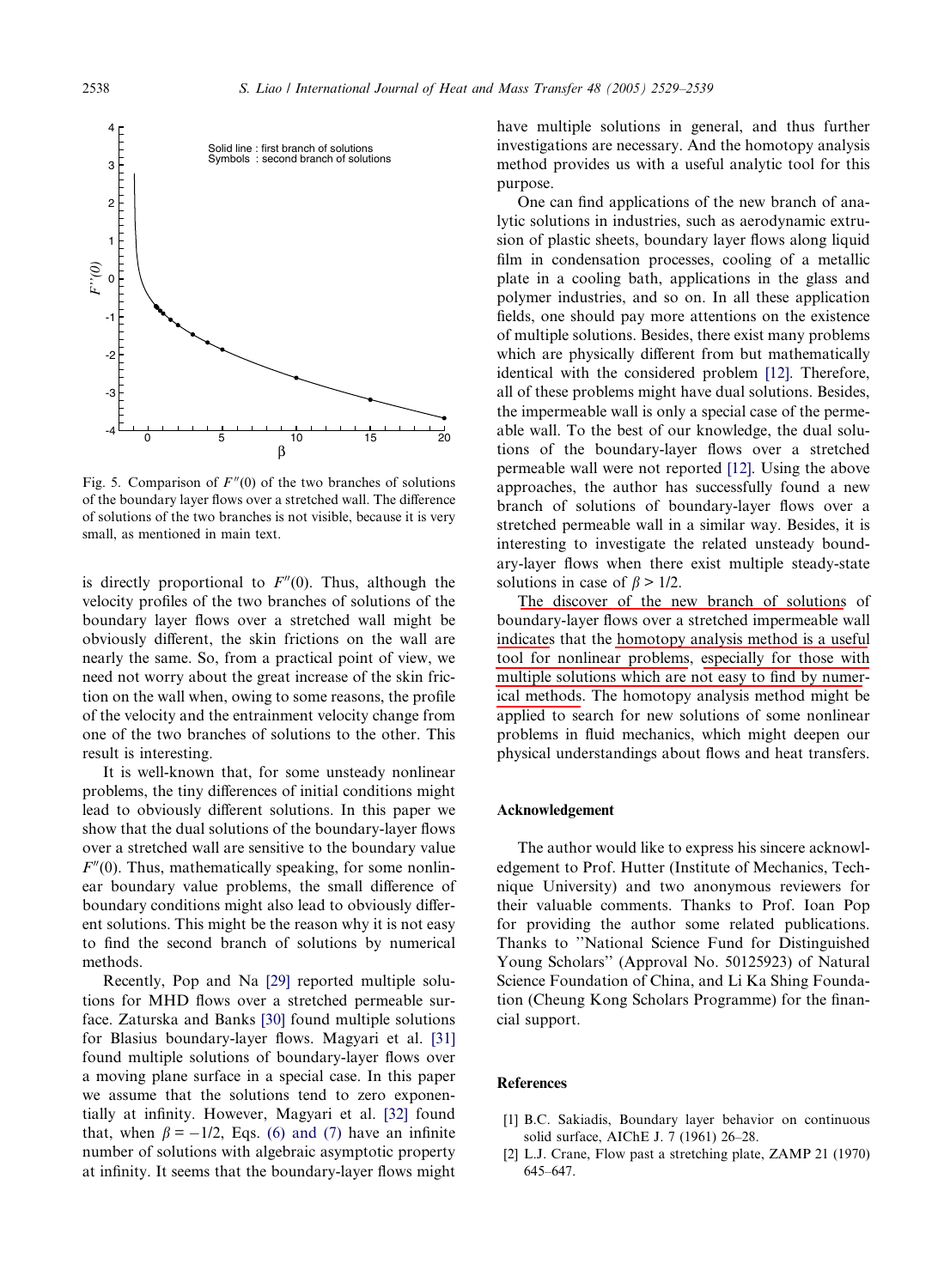Solid line : first branch of solutions
Symbols : second branch of solutions

$F''(0)$

$\beta$

4
3
2
1
0
-1
-2
-3
-4

0
5
10
15
20

Fig. 5. Comparison of $F''(0)$ of the two branches of solutions of the boundary layer flows over a stretched wall. The difference of solutions of the two branches is not visible, because it is very small, as mentioned in main text.

is directly proportional to $F''(0)$. Thus, although the velocity profiles of the two branches of solutions of the boundary layer flows over a stretched wall might be obviously different, the skin frictions on the wall are nearly the same. So, from a practical point of view, we need not worry about the great increase of the skin friction on the wall when, owing to some reasons, the profile of the velocity and the entrainment velocity change from one of the two branches of solutions to the other. This result is interesting.

It is well-known that, for some unsteady nonlinear problems, the tiny differences of initial conditions might lead to obviously different solutions. In this paper we show that the dual solutions of the boundary-layer flows over a stretched wall are sensitive to the boundary value $F''(0)$. Thus, mathematically speaking, for some nonlinear boundary value problems, the small difference of boundary conditions might also lead to obviously different solutions. This might be the reason why it is not easy to find the second branch of solutions by numerical methods.

Recently, Pop and Na [29] reported multiple solutions for MHD flows over a stretched permeable surface. Zaturska and Banks [30] found multiple solutions for Blasius boundary-layer flows. Magyari et al. [31] found multiple solutions of boundary-layer flows over a moving plane surface in a special case. In this paper we assume that the solutions tend to zero exponentially at infinity. However, Magyari et al. [32] found that, when $\beta = -1/2$, Eqs. (6) and (7) have an infinite number of solutions with algebraic asymptotic property at infinity. It seems that the boundary-layer flows might have multiple solutions in general, and thus further investigations are necessary. And the homotopy analysis method provides us with a useful analytic tool for this purpose.

One can find applications of the new branch of analytic solutions in industries, such as aerodynamic extrusion of plastic sheets, boundary layer flows along liquid film in condensation processes, cooling of a metallic plate in a cooling bath, applications in the glass and polymer industries, and so on. In all these application fields, one should pay more attentions on the existence of multiple solutions. Besides, there exist many problems which are physically different from but mathematically identical with the considered problem [12]. Therefore, all of these problems might have dual solutions. Besides, the impermeable wall is only a special case of the permeable wall. To the best of our knowledge, the dual solutions of the boundary-layer flows over a stretched permeable wall were not reported [12]. Using the above approaches, the author has successfully found a new branch of solutions of boundary-layer flows over a stretched permeable wall in a similar way. Besides, it is interesting to investigate the related unsteady boundary-layer flows when there exist multiple steady-state solutions in case of $\beta > 1/2$.

The discover of the new branch of solutions of boundary-layer flows over a stretched impermeable wall indicates that the homotopy analysis method is a useful tool for nonlinear problems, especially for those with multiple solutions which are not easy to find by numerical methods. The homotopy analysis method might be applied to search for new solutions of some nonlinear problems in fluid mechanics, which might deepen our physical understandings about flows and heat transfers.

## Acknowledgement

The author would like to express his sincere acknowledgement to Prof. Hutter (Institute of Mechanics, Technique University) and two anonymous reviewers for their valuable comments. Thanks to Prof. Ioan Pop for providing the author some related publications. Thanks to ''National Science Fund for Distinguished Young Scholars'' (Approval No. 50125923) of Natural Science Foundation of China, and Li Ka Shing Foundation (Cheung Kong Scholars Programme) for the financial support.

## References

[1] B.C. Sakiadis, Boundary layer behavior on continuous solid surface, AIChE J. 7 (1961) 26–28.

[2] L.J. Crane, Flow past a stretching plate, ZAMP 21 (1970) 645–647.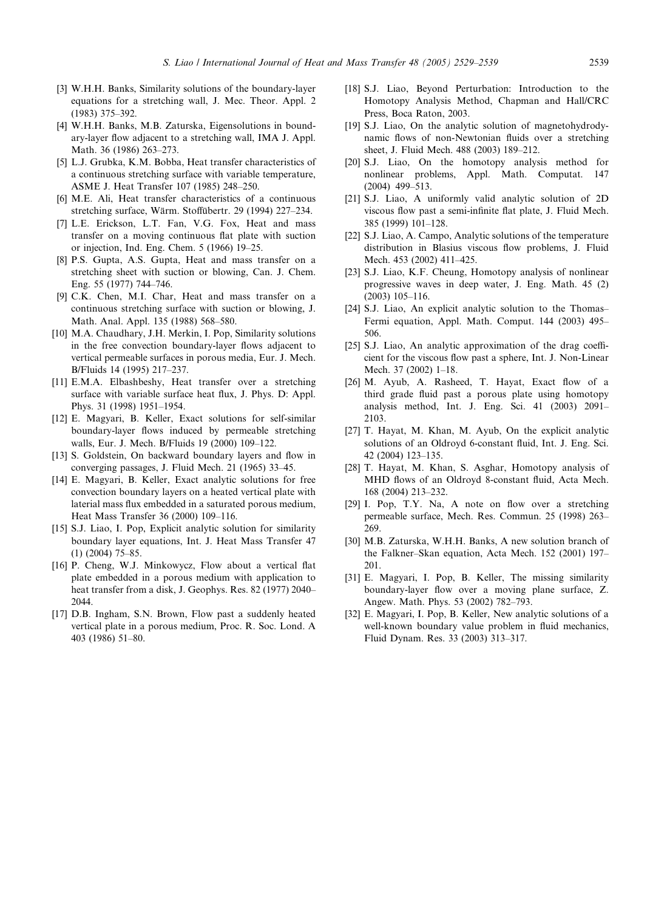[3] W.H.H. Banks, Similarity solutions of the boundary-layer equations for a stretching wall, J. Mec. Theor. Appl. 2 (1983) 375–392.

[4] W.H.H. Banks, M.B. Zaturska, Eigensolutions in boundary-layer flow adjacent to a stretching wall, IMA J. Appl. Math. 36 (1986) 263–273.

[5] L.J. Grubka, K.M. Bobba, Heat transfer characteristics of a continuous stretching surface with variable temperature, ASME J. Heat Transfer 107 (1985) 248–250.

[6] M.E. Ali, Heat transfer characteristics of a continuous stretching surface, Wärm. Stoffübertr. 29 (1994) 227–234.

[7] L.E. Erickson, L.T. Fan, V.G. Fox, Heat and mass transfer on a moving continuous flat plate with suction or injection, Ind. Eng. Chem. 5 (1966) 19–25.

[8] P.S. Gupta, A.S. Gupta, Heat and mass transfer on a stretching sheet with suction or blowing, Can. J. Chem. Eng. 55 (1977) 744–746.

[9] C.K. Chen, M.I. Char, Heat and mass transfer on a continuous stretching surface with suction or blowing, J. Math. Anal. Appl. 135 (1988) 568–580.

[10] M.A. Chaudhary, J.H. Merkin, I. Pop, Similarity solutions in the free convection boundary-layer flows adjacent to vertical permeable surfaces in porous media, Eur. J. Mech. B/Fluids 14 (1995) 217–237.

[11] E.M.A. Elbashbeshy, Heat transfer over a stretching surface with variable surface heat flux, J. Phys. D: Appl. Phys. 31 (1998) 1951–1954.

[12] E. Magyari, B. Keller, Exact solutions for self-similar boundary-layer flows induced by permeable stretching walls, Eur. J. Mech. B/Fluids 19 (2000) 109–122.

[13] S. Goldstein, On backward boundary layers and flow in converging passages, J. Fluid Mech. 21 (1965) 33–45.

[14] E. Magyari, B. Keller, Exact analytic solutions for free convection boundary layers on a heated vertical plate with laterial mass flux embedded in a saturated porous medium, Heat Mass Transfer 36 (2000) 109–116.

[15] S.J. Liao, I. Pop, Explicit analytic solution for similarity boundary layer equations, Int. J. Heat Mass Transfer 47 (1) (2004) 75–85.

[16] P. Cheng, W.J. Minkowycz, Flow about a vertical flat plate embedded in a porous medium with application to heat transfer from a disk, J. Geophys. Res. 82 (1977) 2040–2044.

[17] D.B. Ingham, S.N. Brown, Flow past a suddenly heated vertical plate in a porous medium, Proc. R. Soc. Lond. A 403 (1986) 51–80.

[18] S.J. Liao, Beyond Perturbation: Introduction to the Homotopy Analysis Method, Chapman and Hall/CRC Press, Boca Raton, 2003.

[19] S.J. Liao, On the analytic solution of magnetohydrodynamic flows of non-Newtonian fluids over a stretching sheet, J. Fluid Mech. 488 (2003) 189–212.

[20] S.J. Liao, On the homotopy analysis method for nonlinear problems, Appl. Math. Computat. 147 (2004) 499–513.

[21] S.J. Liao, A uniformly valid analytic solution of 2D viscous flow past a semi-infinite flat plate, J. Fluid Mech. 385 (1999) 101–128.

[22] S.J. Liao, A. Campo, Analytic solutions of the temperature distribution in Blasius viscous flow problems, J. Fluid Mech. 453 (2002) 411–425.

[23] S.J. Liao, K.F. Cheung, Homotopy analysis of nonlinear progressive waves in deep water, J. Eng. Math. 45 (2) (2003) 105–116.

[24] S.J. Liao, An explicit analytic solution to the Thomas–Fermi equation, Appl. Math. Comput. 144 (2003) 495–506.

[25] S.J. Liao, An analytic approximation of the drag coefficient for the viscous flow past a sphere, Int. J. Non-Linear Mech. 37 (2002) 1–18.

[26] M. Ayub, A. Rasheed, T. Hayat, Exact flow of a third grade fluid past a porous plate using homotopy analysis method, Int. J. Eng. Sci. 41 (2003) 2091–2103.

[27] T. Hayat, M. Khan, M. Ayub, On the explicit analytic solutions of an Oldroyd 6-constant fluid, Int. J. Eng. Sci. 42 (2004) 123–135.

[28] T. Hayat, M. Khan, S. Asghar, Homotopy analysis of MHD flows of an Oldroyd 8-constant fluid, Acta Mech. 168 (2004) 213–232.

[29] I. Pop, T.Y. Na, A note on flow over a stretching permeable surface, Mech. Res. Commun. 25 (1998) 263–269.

[30] M.B. Zaturska, W.H.H. Banks, A new solution branch of the Falkner–Skan equation, Acta Mech. 152 (2001) 197–201.

[31] E. Magyari, I. Pop, B. Keller, The missing similarity boundary-layer flow over a moving plane surface, Z. Angew. Math. Phys. 53 (2002) 782–793.

[32] E. Magyari, I. Pop, B. Keller, New analytic solutions of a well-known boundary value problem in fluid mechanics, Fluid Dynam. Res. 33 (2003) 313–317.